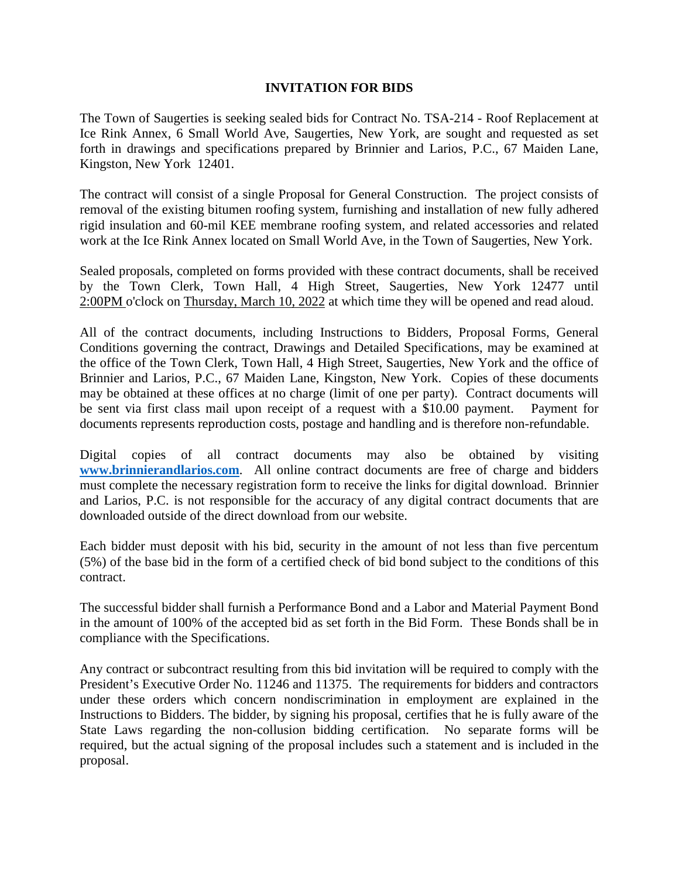# INVITATION FOR BIDS

The Town of Saugerties is seeking sealed bids for Contract No. TSA-214 - Roof Replacement at Ice Rink Annex, 6 Small World Ave, Saugerties, New York, are sought and requested as set forth in drawings and specifications prepared by Brinnier and Larios, P.C., 67 Maiden Lane, Kingston, New York 12401.

The contract will consist of a single Proposal for General Construction. The project consists of removal of the existing bitumen roofing system, furnishing and installation of new fully adhered rigid insulation and 60-mil KEE membrane roofing system, and related accessories and related work at the Ice Rink Annex located on Small World Ave, in the Town of Saugerties, New York.

Sealed proposals, completed on forms provided with these contract documents, shall be received by the Town Clerk, Town Hall, 4 High Street, Saugerties, New York 12477 until 2:00PM o'clock on Thursday, March 10, 2022 at which time they will be opened and read aloud.

All of the contract documents, including Instructions to Bidders, Proposal Forms, General Conditions governing the contract, Drawings and Detailed Specifications, may be examined at the office of the Town Clerk, Town Hall, 4 High Street, Saugerties, New York and the office of Brinnier and Larios, P.C., 67 Maiden Lane, Kingston, New York. Copies of these documents may be obtained at these offices at no charge (limit of one per party). Contract documents will be sent via first class mail upon receipt of a request with a $10.00 payment. Payment for documents represents reproduction costs, postage and handling and is therefore non-refundable.

Digital copies of all contract documents may also be obtained by visiting **www.brinnierandlarios.com**. All online contract documents are free of charge and bidders must complete the necessary registration form to receive the links for digital download. Brinnier and Larios, P.C. is not responsible for the accuracy of any digital contract documents that are downloaded outside of the direct download from our website.

Each bidder must deposit with his bid, security in the amount of not less than five percentum (5%) of the base bid in the form of a certified check of bid bond subject to the conditions of this contract.

The successful bidder shall furnish a Performance Bond and a Labor and Material Payment Bond in the amount of 100% of the accepted bid as set forth in the Bid Form. These Bonds shall be in compliance with the Specifications.

Any contract or subcontract resulting from this bid invitation will be required to comply with the President's Executive Order No. 11246 and 11375. The requirements for bidders and contractors under these orders which concern nondiscrimination in employment are explained in the Instructions to Bidders. The bidder, by signing his proposal, certifies that he is fully aware of the State Laws regarding the non-collusion bidding certification. No separate forms will be required, but the actual signing of the proposal includes such a statement and is included in the proposal.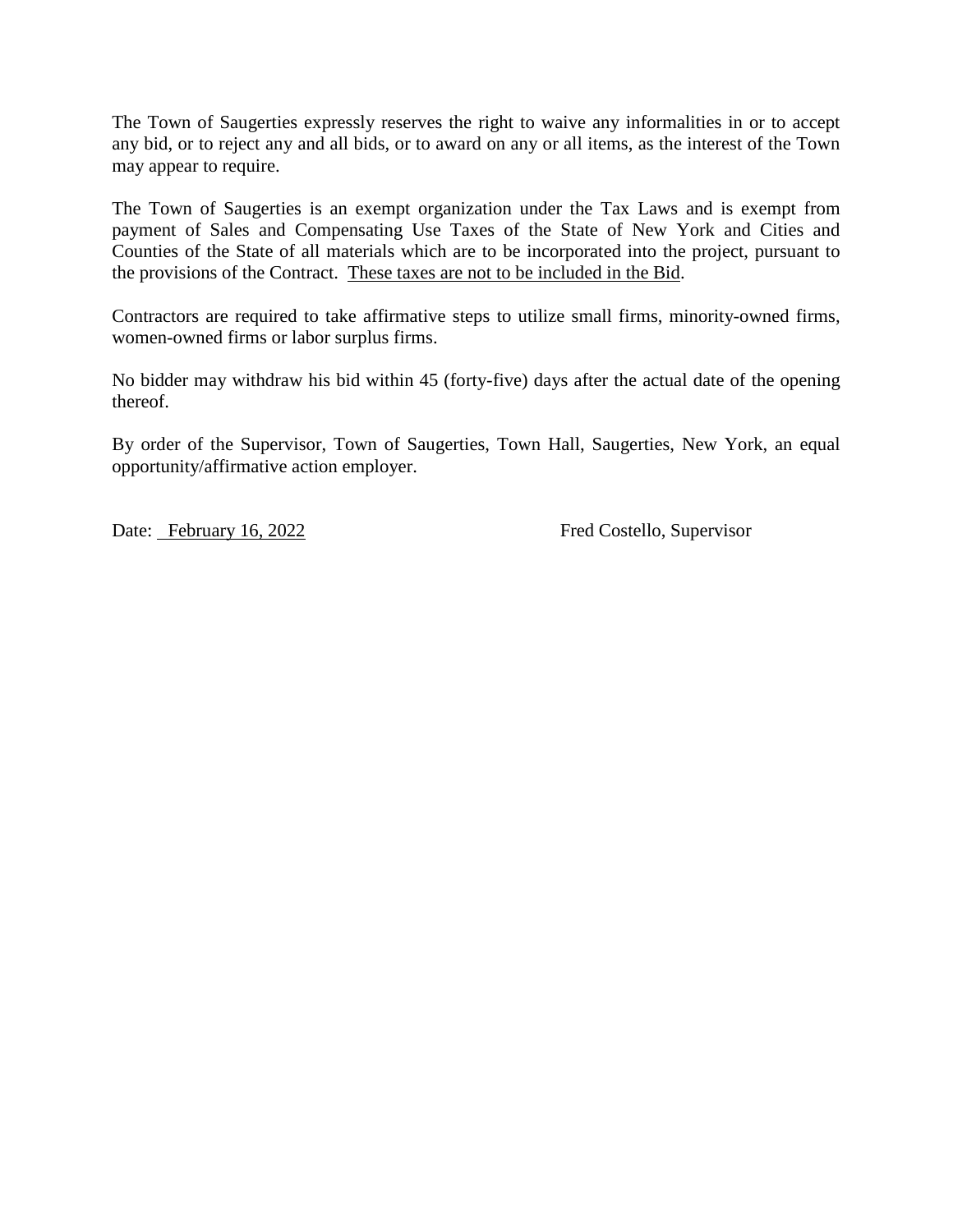The Town of Saugerties expressly reserves the right to waive any informalities in or to accept any bid, or to reject any and all bids, or to award on any or all items, as the interest of the Town may appear to require.

The Town of Saugerties is an exempt organization under the Tax Laws and is exempt from payment of Sales and Compensating Use Taxes of the State of New York and Cities and Counties of the State of all materials which are to be incorporated into the project, pursuant to the provisions of the Contract. <u>These taxes are not to be included in the Bid</u>.

Contractors are required to take affirmative steps to utilize small firms, minority-owned firms, women-owned firms or labor surplus firms.

No bidder may withdraw his bid within 45 (forty-five) days after the actual date of the opening thereof.

By order of the Supervisor, Town of Saugerties, Town Hall, Saugerties, New York, an equal opportunity/affirmative action employer.

Date: <u>February 16, 2022</u>

Fred Costello, Supervisor